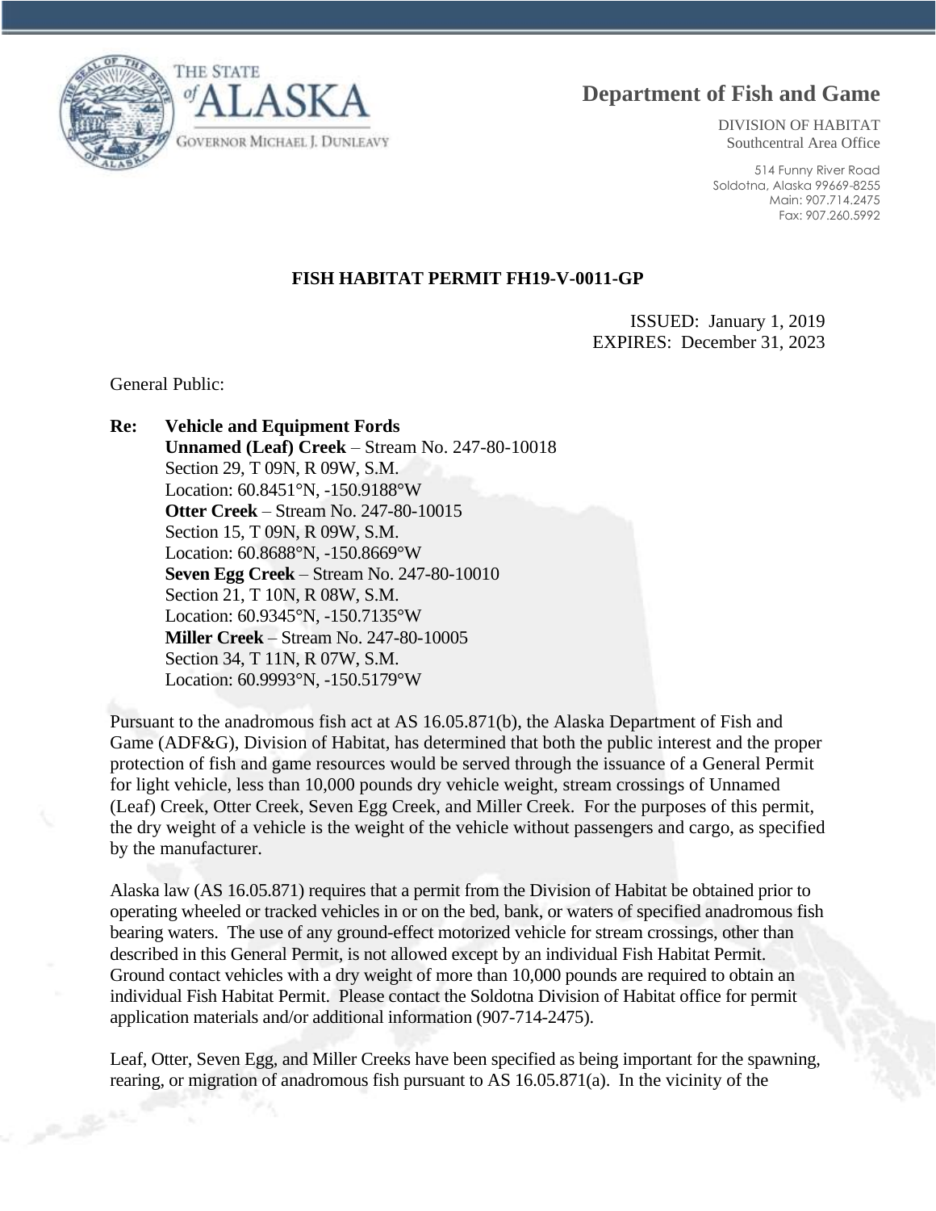THE STATE of ALASKA

GOVERNOR MICHAEL J. DUNLEAVY

# Department of Fish and Game

DIVISION OF HABITAT
Southcentral Area Office

514 Funny River Road
Soldotna, Alaska 99669-8255
Main: 907.714.2475
Fax: 907.260.5992

**FISH HABITAT PERMIT FH19-V-0011-GP**

ISSUED: January 1, 2019
EXPIRES: December 31, 2023

General Public:

**Re: Vehicle and Equipment Fords**
**Unnamed (Leaf) Creek** – Stream No. 247-80-10018
Section 29, T 09N, R 09W, S.M.
Location: 60.8451°N, -150.9188°W
**Otter Creek** – Stream No. 247-80-10015
Section 15, T 09N, R 09W, S.M.
Location: 60.8688°N, -150.8669°W
**Seven Egg Creek** – Stream No. 247-80-10010
Section 21, T 10N, R 08W, S.M.
Location: 60.9345°N, -150.7135°W
**Miller Creek** – Stream No. 247-80-10005
Section 34, T 11N, R 07W, S.M.
Location: 60.9993°N, -150.5179°W

Pursuant to the anadromous fish act at AS 16.05.871(b), the Alaska Department of Fish and Game (ADF&G), Division of Habitat, has determined that both the public interest and the proper protection of fish and game resources would be served through the issuance of a General Permit for light vehicle, less than 10,000 pounds dry vehicle weight, stream crossings of Unnamed (Leaf) Creek, Otter Creek, Seven Egg Creek, and Miller Creek. For the purposes of this permit, the dry weight of a vehicle is the weight of the vehicle without passengers and cargo, as specified by the manufacturer.

Alaska law (AS 16.05.871) requires that a permit from the Division of Habitat be obtained prior to operating wheeled or tracked vehicles in or on the bed, bank, or waters of specified anadromous fish bearing waters. The use of any ground-effect motorized vehicle for stream crossings, other than described in this General Permit, is not allowed except by an individual Fish Habitat Permit. Ground contact vehicles with a dry weight of more than 10,000 pounds are required to obtain an individual Fish Habitat Permit. Please contact the Soldotna Division of Habitat office for permit application materials and/or additional information (907-714-2475).

Leaf, Otter, Seven Egg, and Miller Creeks have been specified as being important for the spawning, rearing, or migration of anadromous fish pursuant to AS 16.05.871(a). In the vicinity of the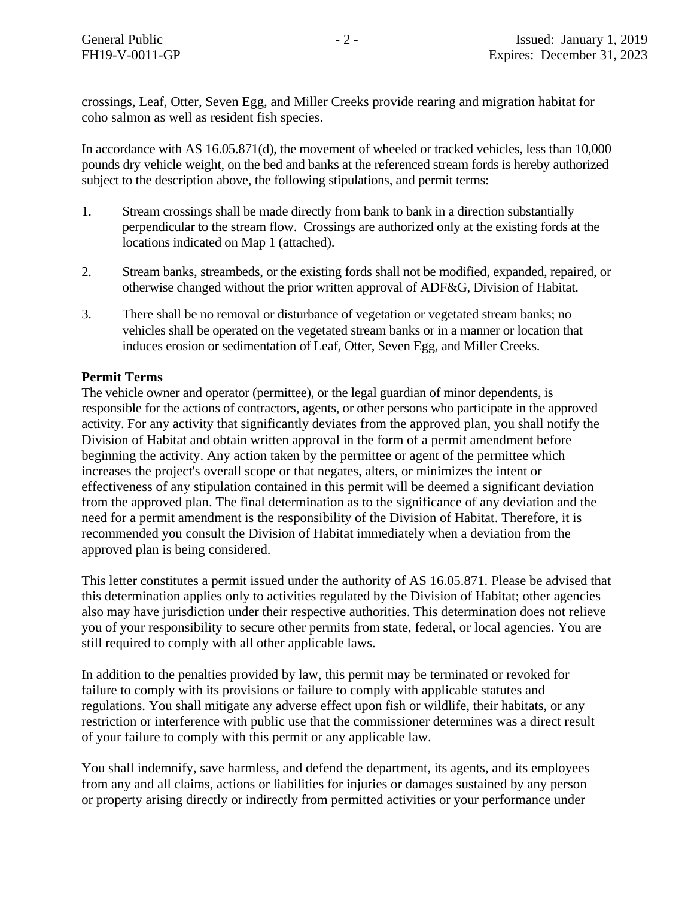crossings, Leaf, Otter, Seven Egg, and Miller Creeks provide rearing and migration habitat for coho salmon as well as resident fish species.

In accordance with AS 16.05.871(d), the movement of wheeled or tracked vehicles, less than 10,000 pounds dry vehicle weight, on the bed and banks at the referenced stream fords is hereby authorized subject to the description above, the following stipulations, and permit terms:

1. Stream crossings shall be made directly from bank to bank in a direction substantially perpendicular to the stream flow. Crossings are authorized only at the existing fords at the locations indicated on Map 1 (attached).

2. Stream banks, streambeds, or the existing fords shall not be modified, expanded, repaired, or otherwise changed without the prior written approval of ADF&G, Division of Habitat.

3. There shall be no removal or disturbance of vegetation or vegetated stream banks; no vehicles shall be operated on the vegetated stream banks or in a manner or location that induces erosion or sedimentation of Leaf, Otter, Seven Egg, and Miller Creeks.

**Permit Terms**

The vehicle owner and operator (permittee), or the legal guardian of minor dependents, is responsible for the actions of contractors, agents, or other persons who participate in the approved activity. For any activity that significantly deviates from the approved plan, you shall notify the Division of Habitat and obtain written approval in the form of a permit amendment before beginning the activity. Any action taken by the permittee or agent of the permittee which increases the project's overall scope or that negates, alters, or minimizes the intent or effectiveness of any stipulation contained in this permit will be deemed a significant deviation from the approved plan. The final determination as to the significance of any deviation and the need for a permit amendment is the responsibility of the Division of Habitat. Therefore, it is recommended you consult the Division of Habitat immediately when a deviation from the approved plan is being considered.

This letter constitutes a permit issued under the authority of AS 16.05.871. Please be advised that this determination applies only to activities regulated by the Division of Habitat; other agencies also may have jurisdiction under their respective authorities. This determination does not relieve you of your responsibility to secure other permits from state, federal, or local agencies. You are still required to comply with all other applicable laws.

In addition to the penalties provided by law, this permit may be terminated or revoked for failure to comply with its provisions or failure to comply with applicable statutes and regulations. You shall mitigate any adverse effect upon fish or wildlife, their habitats, or any restriction or interference with public use that the commissioner determines was a direct result of your failure to comply with this permit or any applicable law.

You shall indemnify, save harmless, and defend the department, its agents, and its employees from any and all claims, actions or liabilities for injuries or damages sustained by any person or property arising directly or indirectly from permitted activities or your performance under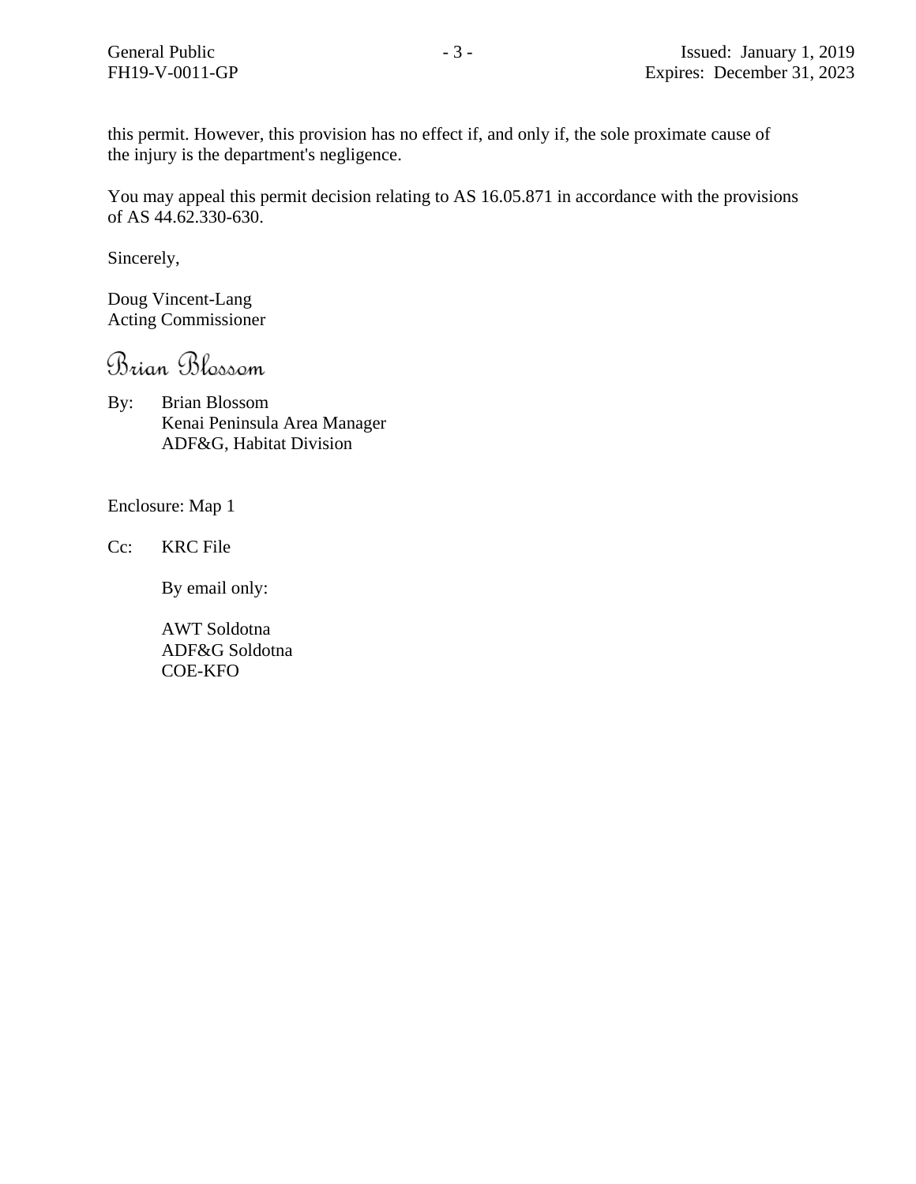this permit. However, this provision has no effect if, and only if, the sole proximate cause of the injury is the department's negligence.

You may appeal this permit decision relating to AS 16.05.871 in accordance with the provisions of AS 44.62.330-630.

Sincerely,

Doug Vincent-Lang
Acting Commissioner

*Brian Blossom*

By: Brian Blossom
Kenai Peninsula Area Manager
ADF&G, Habitat Division

Enclosure: Map 1

Cc: KRC File

By email only:

AWT Soldotna
ADF&G Soldotna
COE-KFO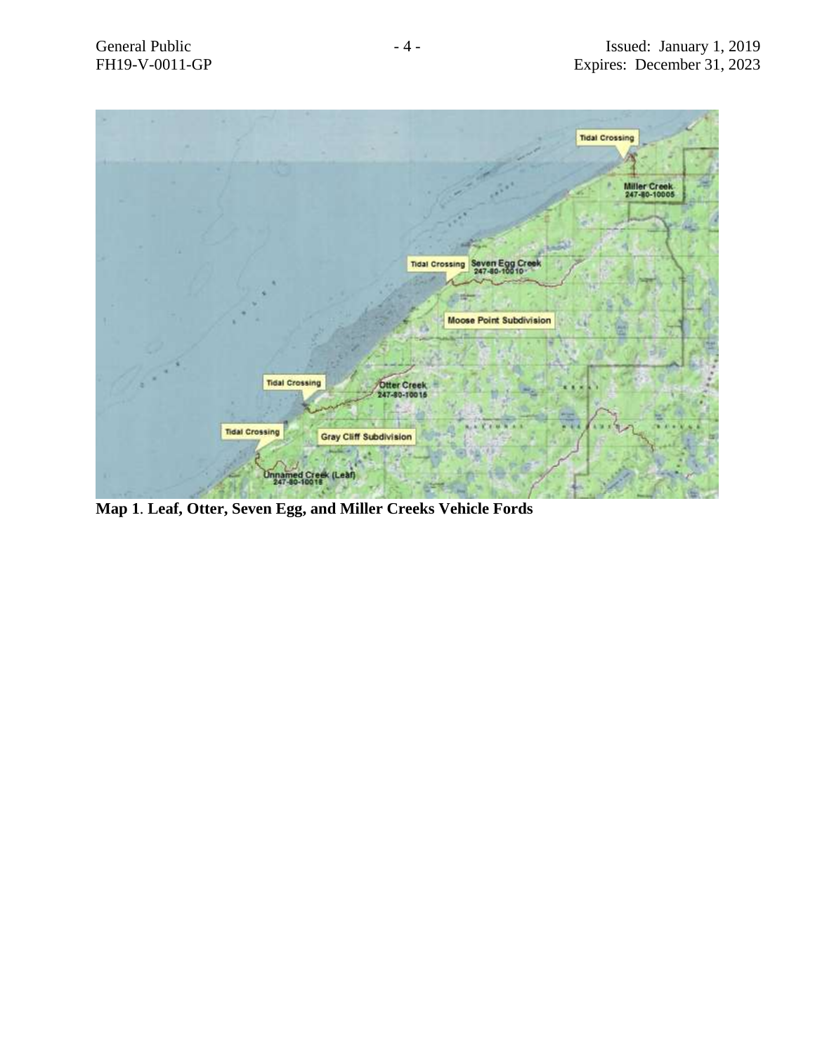Tidal Crossing

Miller Creek
247-80-10005

Tidal Crossing

Seven Egg Creek
247-80-10010

Moose Point Subdivision

Tidal Crossing

Otter Creek
247-80-10015

Tidal Crossing

Gray Cliff Subdivision

Unnamed Creek (Leaf)
247-80-10018

**Map 1**. **Leaf, Otter, Seven Egg, and Miller Creeks Vehicle Fords**